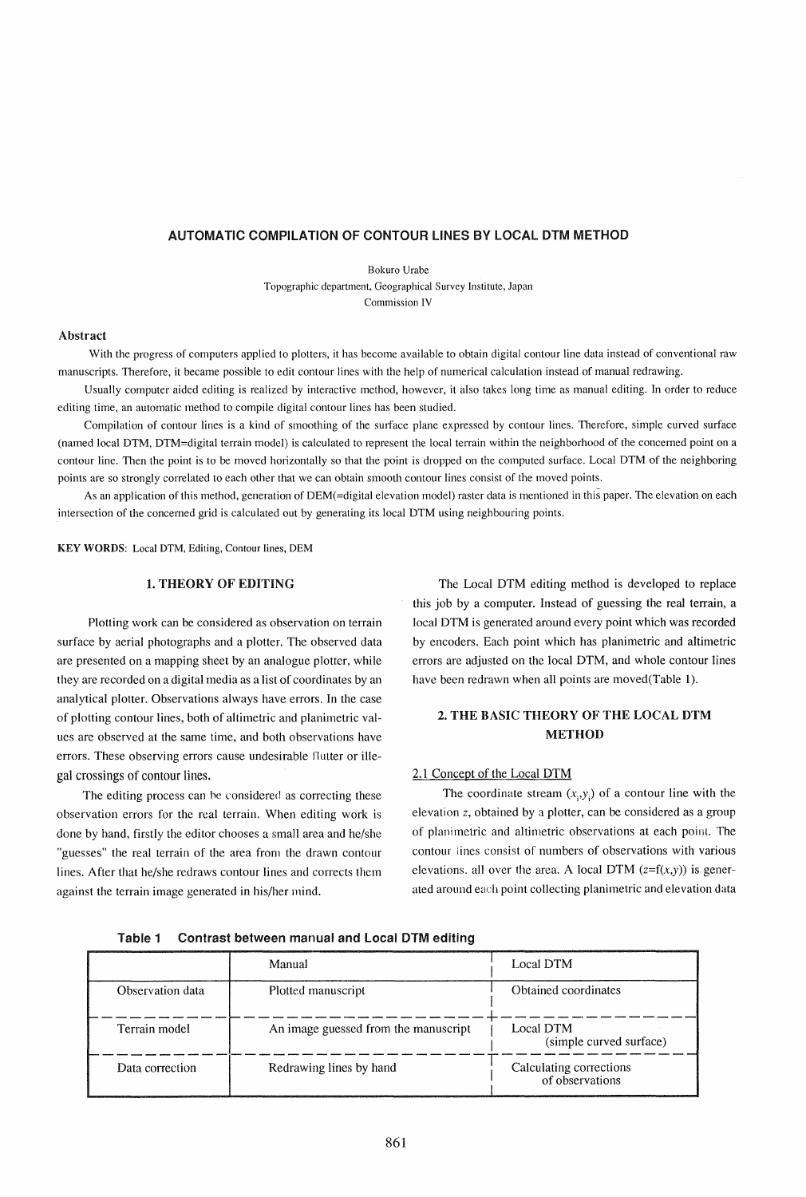# AUTOMATIC COMPILATION OF CONTOUR LINES BY LOCAL DTM METHOD

Bokuro Urabe
Topographic department, Geographical Survey Institute, Japan
Commission IV

## Abstract

With the progress of computers applied to plotters, it has become available to obtain digital contour line data instead of conventional raw manuscripts. Therefore, it became possible to edit contour lines with the help of numerical calculation instead of manual redrawing.

Usually computer aided editing is realized by interactive method, however, it also takes long time as manual editing. In order to reduce editing time, an automatic method to compile digital contour lines has been studied.

Compilation of contour lines is a kind of smoothing of the surface plane expressed by contour lines. Therefore, simple curved surface (named local DTM, DTM=digital terrain model) is calculated to represent the local terrain within the neighborhood of the concerned point on a contour line. Then the point is to be moved horizontally so that the point is dropped on the computed surface. Local DTM of the neighboring points are so strongly correlated to each other that we can obtain smooth contour lines consist of the moved points.

As an application of this method, generation of DEM(=digital elevation model) raster data is mentioned in this paper. The elevation on each intersection of the concerned grid is calculated out by generating its local DTM using neighbouring points.

**KEY WORDS**: Local DTM, Editing, Contour lines, DEM

## 1. THEORY OF EDITING

Plotting work can be considered as observation on terrain surface by aerial photographs and a plotter. The observed data are presented on a mapping sheet by an analogue plotter, while they are recorded on a digital media as a list of coordinates by an analytical plotter. Observations always have errors. In the case of plotting contour lines, both of altimetric and planimetric values are observed at the same time, and both observations have errors. These observing errors cause undesirable flutter or illegal crossings of contour lines.

The editing process can be considered as correcting these observation errors for the real terrain. When editing work is done by hand, firstly the editor chooses a small area and he/she "guesses" the real terrain of the area from the drawn contour lines. After that he/she redraws contour lines and corrects them against the terrain image generated in his/her mind.

The Local DTM editing method is developed to replace this job by a computer. Instead of guessing the real terrain, a local DTM is generated around every point which was recorded by encoders. Each point which has planimetric and altimetric errors are adjusted on the local DTM, and whole contour lines have been redrawn when all points are moved(Table 1).

## 2. THE BASIC THEORY OF THE LOCAL DTM METHOD

### 2.1 Concept of the Local DTM

The coordinate stream $(x_i,y_i)$ of a contour line with the elevation $z$, obtained by a plotter, can be considered as a group of planimetric and altimetric observations at each point. The contour lines consist of numbers of observations with various elevations, all over the area. A local DTM ($z$=f($x$,$y$)) is generated around each point collecting planimetric and elevation data

**Table 1 Contrast between manual and Local DTM editing**

| | Manual | Local DTM |
|---|---|---|
| Observation data | Plotted manuscript | Obtained coordinates |
| Terrain model | An image guessed from the manuscript | Local DTM (simple curved surface) |
| Data correction | Redrawing lines by hand | Calculating corrections of observations |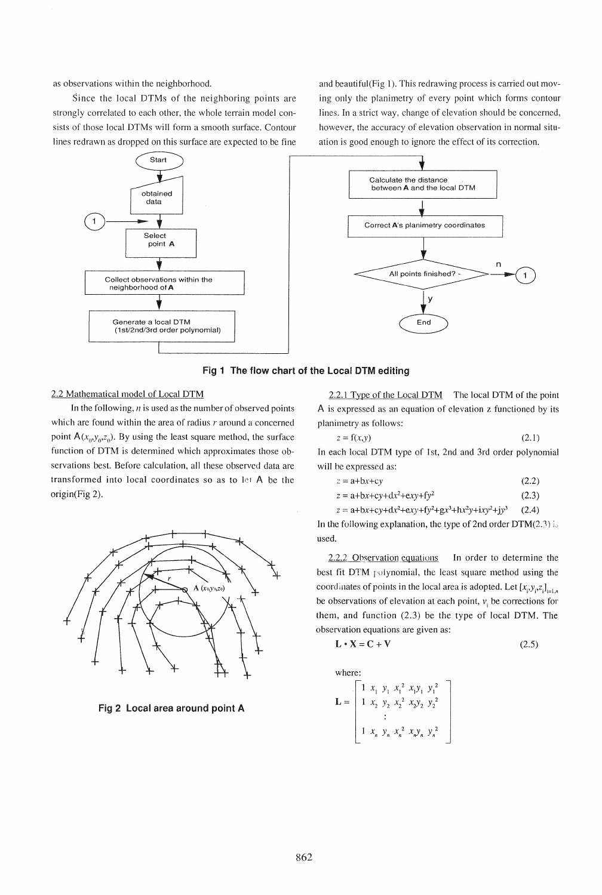as observations within the neighborhood.

Since the local DTMs of the neighboring points are strongly correlated to each other, the whole terrain model consists of those local DTMs will form a smooth surface. Contour lines redrawn as dropped on this surface are expected to be fine and beautiful(Fig 1). This redrawing process is carried out moving only the planimetry of every point which forms contour lines. In a strict way, change of elevation should be concerned, however, the accuracy of elevation observation in normal situation is good enough to ignore the effect of its correction.

**Fig 1 The flow chart of the Local DTM editing**

2.2 Mathematical model of Local DTM

In the following, $n$ is used as the number of observed points which are found within the area of radius $r$ around a concerned point A$(x_0,y_0,z_0)$. By using the least square method, the surface function of DTM is determined which approximates those observations best. Before calculation, all these observed data are transformed into local coordinates so as to let A be the origin(Fig 2).

**Fig 2 Local area around point A**

2.2.1 Type of the Local DTM The local DTM of the point A is expressed as an equation of elevation z functioned by its planimetry as follows:

$$z = f(x,y) \tag{2.1}$$

In each local DTM type of 1st, 2nd and 3rd order polynomial will be expressed as:

$$z = a+bx+cy \tag{2.2}$$

$$z = a+bx+cy+dx^2+exy+fy^2 \tag{2.3}$$

$$z = a+bx+cy+dx^2+exy+fy^2+gx^3+hx^2y+ixy^2+jy^3 \tag{2.4}$$

In the following explanation, the type of 2nd order DTM(2.3) is used.

2.2.2 Observation equations In order to determine the best fit DTM polynomial, the least square method using the coordinates of points in the local area is adopted. Let $[x_i,y_i,z_i]_{i=1,n}$ be observations of elevation at each point, $v_i$ be corrections for them, and function (2.3) be the type of local DTM. The observation equations are given as:

$$\mathbf{L} \cdot \mathbf{X} = \mathbf{C} + \mathbf{V} \tag{2.5}$$

where:

$$\mathbf{L} = \begin{bmatrix} 1 & x_1 & y_1 & x_1^2 & x_1y_1 & y_1^2 \\ 1 & x_2 & y_2 & x_2^2 & x_2y_2 & y_2^2 \\ & & & \vdots & & \\ 1 & x_n & y_n & x_n^2 & x_ny_n & y_n^2 \end{bmatrix}$$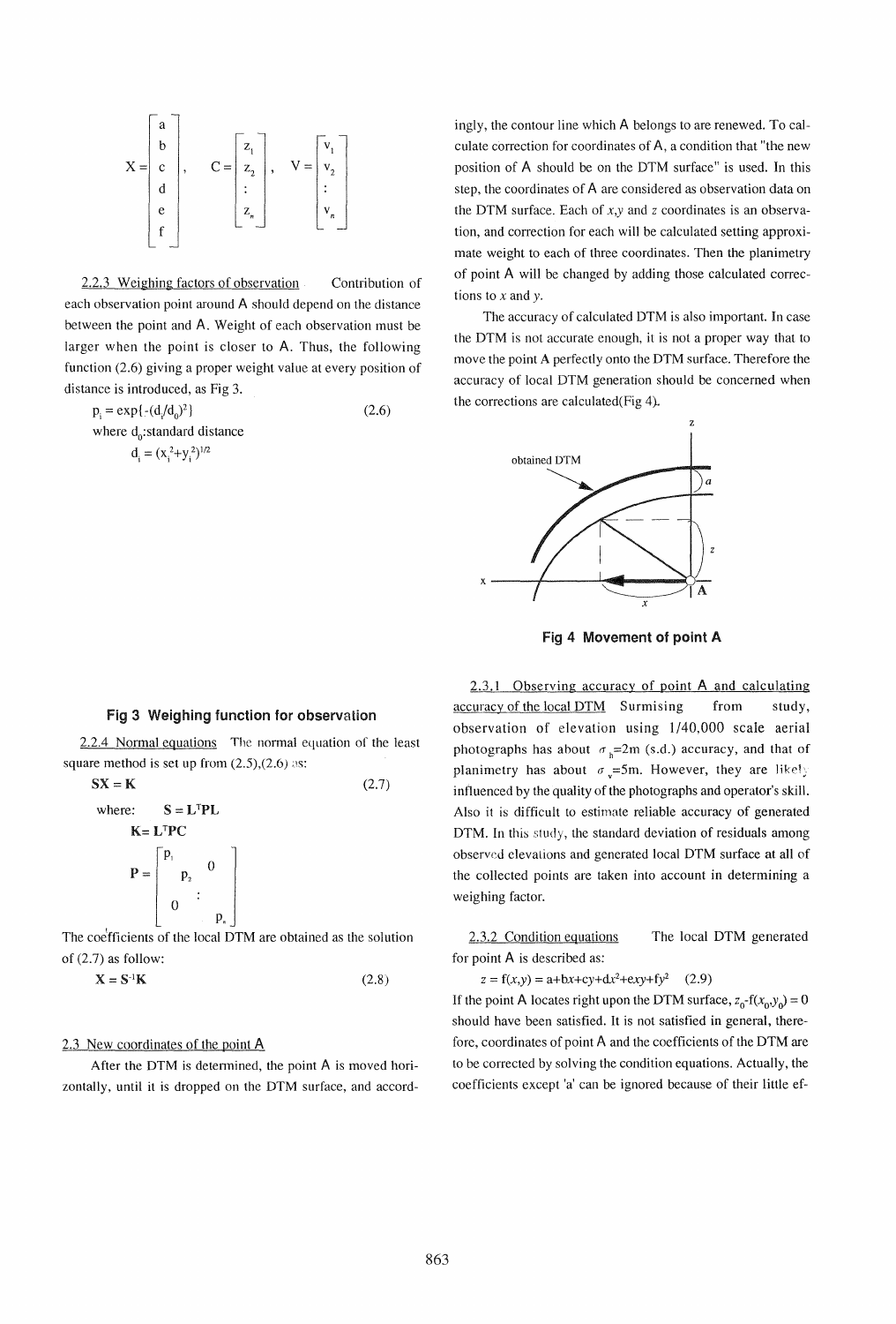$$X = \begin{bmatrix} a \\ b \\ c \\ d \\ e \\ f \end{bmatrix}, \quad C = \begin{bmatrix} z_1 \\ z_2 \\ \vdots \\ z_n \end{bmatrix}, \quad V = \begin{bmatrix} v_1 \\ v_2 \\ \vdots \\ v_n \end{bmatrix}$$

2.2.3 Weighing factors of observation   Contribution of each observation point around A should depend on the distance between the point and A. Weight of each observation must be larger when the point is closer to A. Thus, the following function (2.6) giving a proper weight value at every position of distance is introduced, as Fig 3.

$$p_i = \exp\{-(d_i/d_0)^2\} \qquad (2.6)$$

where $d_0$:standard distance

$$d_i = (x_i^2+y_i^2)^{1/2}$$

**Fig 3 Weighing function for observation**

2.2.4 Normal equations   The normal equation of the least square method is set up from (2.5),(2.6) as:

$$\mathbf{SX} = \mathbf{K} \qquad (2.7)$$

where: $\mathbf{S} = \mathbf{L}^T\mathbf{P}\mathbf{L}$

$\mathbf{K} = \mathbf{L}^T\mathbf{P}\mathbf{C}$

$$\mathbf{P} = \begin{bmatrix} p_1 & & 0 \\ & p_2 & \\ 0 & & \ddots \\ & & & p_n \end{bmatrix}$$

The coefficients of the local DTM are obtained as the solution of (2.7) as follow:

$$\mathbf{X} = \mathbf{S}^{-1}\mathbf{K} \qquad (2.8)$$

2.3 New coordinates of the point A

After the DTM is determined, the point A is moved horizontally, until it is dropped on the DTM surface, and accordingly, the contour line which A belongs to are renewed. To calculate correction for coordinates of A, a condition that "the new position of A should be on the DTM surface" is used. In this step, the coordinates of A are considered as observation data on the DTM surface. Each of $x$,$y$ and $z$ coordinates is an observation, and correction for each will be calculated setting approximate weight to each of three coordinates. Then the planimetry of point A will be changed by adding those calculated corrections to $x$ and $y$.

The accuracy of calculated DTM is also important. In case the DTM is not accurate enough, it is not a proper way that to move the point A perfectly onto the DTM surface. Therefore the accuracy of local DTM generation should be concerned when the corrections are calculated(Fig 4).

**Fig 4 Movement of point A**

2.3.1 Observing accuracy of point A and calculating accuracy of the local DTM   Surmising from study, observation of elevation using 1/40,000 scale aerial photographs has about $\sigma_h$=2m (s.d.) accuracy, and that of planimetry has about $\sigma_v$=5m. However, they are likely influenced by the quality of the photographs and operator's skill. Also it is difficult to estimate reliable accuracy of generated DTM. In this study, the standard deviation of residuals among observed elevations and generated local DTM surface at all of the collected points are taken into account in determining a weighing factor.

2.3.2 Condition equations   The local DTM generated for point A is described as:

$$z = f(x,y) = a+bx+cy+dx^2+exy+fy^2 \qquad (2.9)$$

If the point A locates right upon the DTM surface, $z_0$-$f(x_0,y_0) = 0$ should have been satisfied. It is not satisfied in general, therefore, coordinates of point A and the coefficients of the DTM are to be corrected by solving the condition equations. Actually, the coefficients except 'a' can be ignored because of their little ef-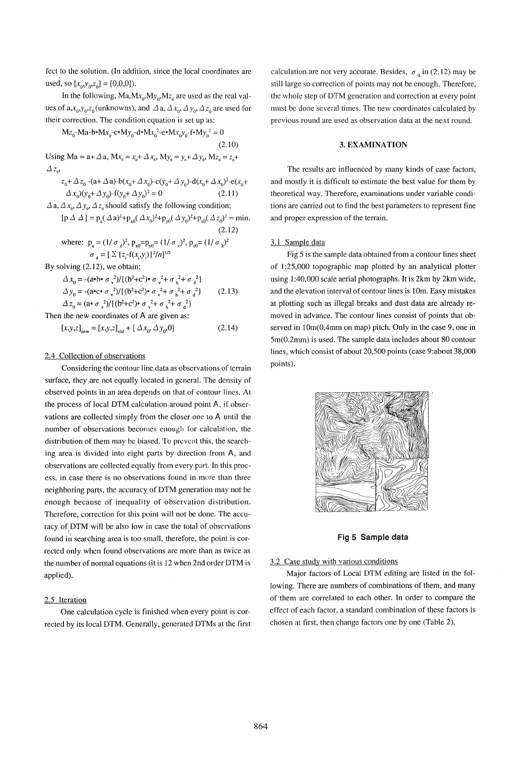fect to the solution. (In addition, since the local coordinates are used, so $[x_0,y_0,z_0] = [0,0,0]$).

In the following, $Ma, Mx_0, My_0, Mz_0$ are used as the real values of $a, x_0, y_0, z_0$ (unknowns), and $\Delta a, \Delta x_0, \Delta y_0, \Delta z_0$ are used for their correction. The condition equation is set up as:

$$Mz_0 - Ma - b \cdot Mx_0 - c \cdot My_0 - d \cdot Mx_0^2 - e \cdot Mx_0 y_0 - f \cdot My_0^2 = 0 \tag{2.10}$$

Using $Ma = a + \Delta a$, $Mx_0 = x_0 + \Delta x_0$, $My_0 = y_0 + \Delta y_0$, $Mz_0 = z_0 + \Delta z_0$,

$$z_0 + \Delta z_0 - (a + \Delta a) - b(x_0 + \Delta x_0) - c(y_0 + \Delta y_0) - d(x_0 + \Delta x_0)^2 - e(x_0 + \Delta x_0)(y_0 + \Delta y_0) - f(y_0 + \Delta y_0)^2 = 0 \tag{2.11}$$

$\Delta a, \Delta x_0, \Delta y_0, \Delta z_0$ should satisfy the following condition;

$$[p \Delta \Delta] = p_a(\Delta a)^2 + p_{x0}(\Delta x_0)^2 + p_{y0}(\Delta y_0)^2 + p_{z0}(\Delta z_0)^2 = \min. \tag{2.12}$$

where: $p_a = (1/\sigma_d)^2$, $p_{x0} = p_{y0} = (1/\sigma_v)^2$, $p_{z0} = (1/\sigma_h)^2$

$$\sigma_d = [\Sigma\{z_i - f(x_i, y_i)\}^2/n]^{1/2}$$

By solving (2.12), we obtain:

$$\begin{aligned} \Delta x_0 &= -(a \cdot b \cdot \sigma_v^2)/\{(b^2+c^2) \cdot \sigma_v^2 + \sigma_h^2 + \sigma_d^2\} \\ \Delta y_0 &= -(a \cdot c \cdot \sigma_v^2)/\{(b^2+c^2) \cdot \sigma_v^2 + \sigma_h^2 + \sigma_d^2\} \\ \Delta z_0 &= (a \cdot \sigma_v^2)/\{(b^2+c^2) \cdot \sigma_v^2 + \sigma_h^2 + \sigma_d^2\} \end{aligned} \tag{2.13}$$

Then the new coordinates of A are given as:

$$[x,y,z]_{new} = [x,y,z]_{old} + [\Delta x_0, \Delta y_0, 0] \tag{2.14}$$

### 2.4 Collection of observations

Considering the contour line data as observations of terrain surface, they are not equally located in general. The density of observed points in an area depends on that of contour lines. At the process of local DTM calculation around point A, if observations are collected simply from the closer one to A until the number of observations becomes enough for calculation, the distribution of them may be biased. To prevent this, the searching area is divided into eight parts by direction from A, and observations are collected equally from every part. In this process, in case there is no observations found in more than three neighboring parts, the accuracy of DTM generation may not be enough because of inequality of observation distribution. Therefore, correction for this point will not be done. The accuracy of DTM will be also low in case the total of observations found in searching area is too small, therefore, the point is corrected only when found observations are more than as twice as the number of normal equations (it is 12 when 2nd order DTM is applied).

### 2.5 Iteration

One calculation cycle is finished when every point is corrected by its local DTM. Generally, generated DTMs at the first calculation are not very accurate. Besides, $\sigma_d$ in (2.12) may be still large so correction of points may not be enough. Therefore, the whole step of DTM generation and correction at every point must be done several times. The new coordinates calculated by previous round are used as observation data at the next round.

## 3. EXAMINATION

The results are influenced by many kinds of case factors, and mostly it is difficult to estimate the best value for them by theoretical way. Therefore, examinations under variable conditions are carried out to find the best parameters to represent fine and proper expression of the terrain.

### 3.1 Sample data

Fig 5 is the sample data obtained from a contour lines sheet of 1:25,000 topographic map plotted by an analytical plotter using 1:40,000 scale aerial photographs. It is 2km by 2km wide, and the elevation interval of contour lines is 10m. Easy mistakes at plotting such as illegal breaks and dust data are already removed in advance. The contour lines consist of points that observed in 10m(0.4mm on map) pitch. Only in the case 9, one in 5m(0.2mm) is used. The sample data includes about 80 contour lines, which consist of about 20,500 points (case 9:about 38,000 points).

**Fig 5 Sample data**

### 3.2 Case study with various conditions

Major factors of Local DTM editing are listed in the following. There are numbers of combinations of them, and many of them are correlated to each other. In order to compare the effect of each factor, a standard combination of these factors is chosen at first, then change factors one by one (Table 2).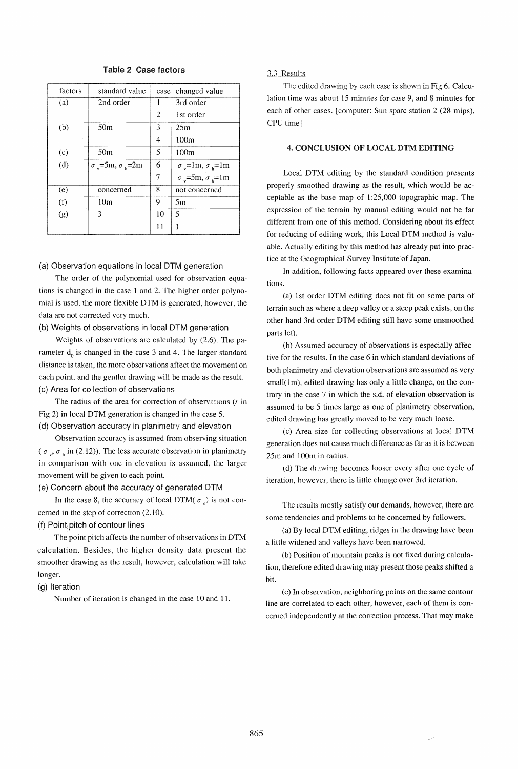**Table 2 Case factors**

| factors | standard value | case | changed value |
|---|---|---|---|
| (a) | 2nd order | 1 | 3rd order |
| | | 2 | 1st order |
| (b) | 50m | 3 | 25m |
| | | 4 | 100m |
| (c) | 50m | 5 | 100m |
| (d) | $\sigma_v$=5m, $\sigma_h$=2m | 6 | $\sigma_v$=1m, $\sigma_h$=1m |
| | | 7 | $\sigma_v$=5m, $\sigma_h$=1m |
| (e) | concerned | 8 | not concerned |
| (f) | 10m | 9 | 5m |
| (g) | 3 | 10 | 5 |
| | | 11 | 1 |

(a) Observation equations in local DTM generation

The order of the polynomial used for observation equations is changed in the case 1 and 2. The higher order polynomial is used, the more flexible DTM is generated, however, the data are not corrected very much.

(b) Weights of observations in local DTM generation

Weights of observations are calculated by (2.6). The parameter $d_0$ is changed in the case 3 and 4. The larger standard distance is taken, the more observations affect the movement on each point, and the gentler drawing will be made as the result.

(c) Area for collection of observations

The radius of the area for correction of observations ($r$ in Fig 2) in local DTM generation is changed in the case 5.

(d) Observation accuracy in planimetry and elevation

Observation accuracy is assumed from observing situation ($\sigma_v$, $\sigma_h$ in (2.12)). The less accurate observation in planimetry in comparison with one in elevation is assumed, the larger movement will be given to each point.

(e) Concern about the accuracy of generated DTM

In the case 8, the accuracy of local DTM($\sigma_d$) is not concerned in the step of correction (2.10).

(f) Point pitch of contour lines

The point pitch affects the number of observations in DTM calculation. Besides, the higher density data present the smoother drawing as the result, however, calculation will take longer.

(g) Iteration

Number of iteration is changed in the case 10 and 11.

### 3.3 Results

The edited drawing by each case is shown in Fig 6. Calculation time was about 15 minutes for case 9, and 8 minutes for each of other cases. [computer: Sun sparc station 2 (28 mips), CPU time]

## 4. CONCLUSION OF LOCAL DTM EDITING

Local DTM editing by the standard condition presents properly smoothed drawing as the result, which would be acceptable as the base map of 1:25,000 topographic map. The expression of the terrain by manual editing would not be far different from one of this method. Considering about its effect for reducing of editing work, this Local DTM method is valuable. Actually editing by this method has already put into practice at the Geographical Survey Institute of Japan.

In addition, following facts appeared over these examinations.

(a) 1st order DTM editing does not fit on some parts of terrain such as where a deep valley or a steep peak exists, on the other hand 3rd order DTM editing still have some unsmoothed parts left.

(b) Assumed accuracy of observations is especially affective for the results. In the case 6 in which standard deviations of both planimetry and elevation observations are assumed as very small(1m), edited drawing has only a little change, on the contrary in the case 7 in which the s.d. of elevation observation is assumed to be 5 times large as one of planimetry observation, edited drawing has greatly moved to be very much loose.

(c) Area size for collecting observations at local DTM generation does not cause much difference as far as it is between 25m and 100m in radius.

(d) The drawing becomes looser every after one cycle of iteration, however, there is little change over 3rd iteration.

The results mostly satisfy our demands, however, there are some tendencies and problems to be concerned by followers.

(a) By local DTM editing, ridges in the drawing have been a little widened and valleys have been narrowed.

(b) Position of mountain peaks is not fixed during calculation, therefore edited drawing may present those peaks shifted a bit.

(c) In observation, neighboring points on the same contour line are correlated to each other, however, each of them is concerned independently at the correction process. That may make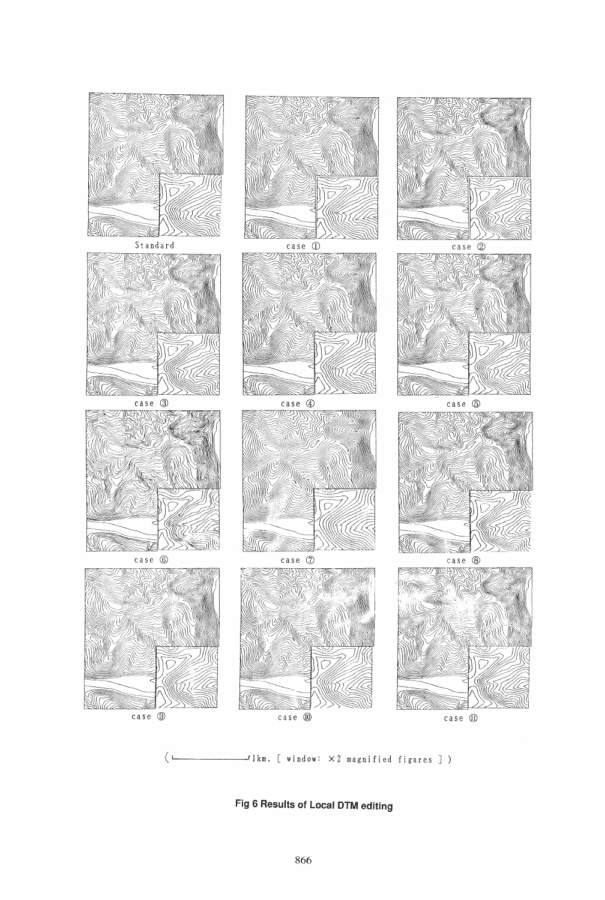Standard

case ①

case ②

case ③

case ④

case ⑤

case ⑥

case ⑦

case ⑧

case ⑨

case ⑩

case ⑪

( ——— 1km, [ window: ×2 magnified figures ] )

**Fig 6 Results of Local DTM editing**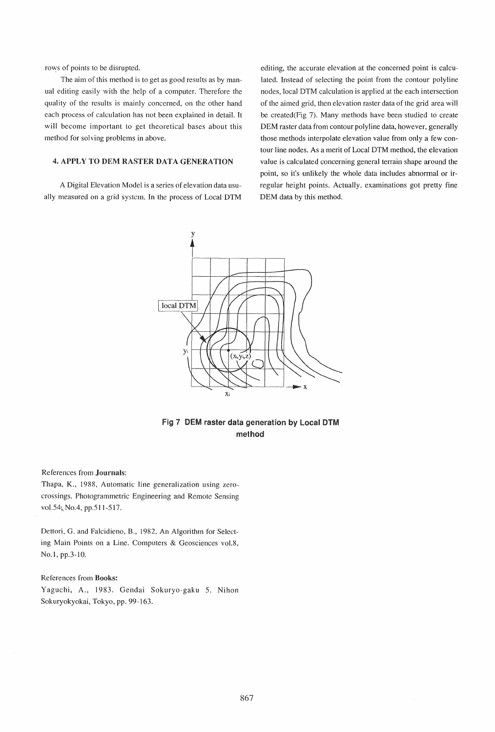rows of points to be disrupted.

The aim of this method is to get as good results as by manual editing easily with the help of a computer. Therefore the quality of the results is mainly concerned, on the other hand each process of calculation has not been explained in detail. It will become important to get theoretical bases about this method for solving problems in above.

## 4. APPLY TO DEM RASTER DATA GENERATION

A Digital Elevation Model is a series of elevation data usually measured on a grid system. In the process of Local DTM editing, the accurate elevation at the concerned point is calculated. Instead of selecting the point from the contour polyline nodes, local DTM calculation is applied at the each intersection of the aimed grid, then elevation raster data of the grid area will be created(Fig 7). Many methods have been studied to create DEM raster data from contour polyline data, however, generally those methods interpolate elevation value from only a few contour line nodes. As a merit of Local DTM method, the elevation value is calculated concerning general terrain shape around the point, so it's unlikely the whole data includes abnormal or irregular height points. Actually, examinations got pretty fine DEM data by this method.

y

local DTM

$y_i$

$(x_i, y_i, z)$

$x_i$

x

**Fig 7 DEM raster data generation by Local DTM method**

References from **Journals**:

Thapa, K., 1988, Automatic line generalization using zero-crossings. Photogrammetric Engineering and Remote Sensing vol.54, No.4, pp.511-517.

Dettori, G. and Falcidieno, B., 1982, An Algorithm for Selecting Main Points on a Line. Computers & Geosciences vol.8, No.1, pp.3-10.

References from **Books:**

Yaguchi, A., 1983. Gendai Sokuryo-gaku 5. Nihon Sokuryokyokai, Tokyo, pp. 99-163.